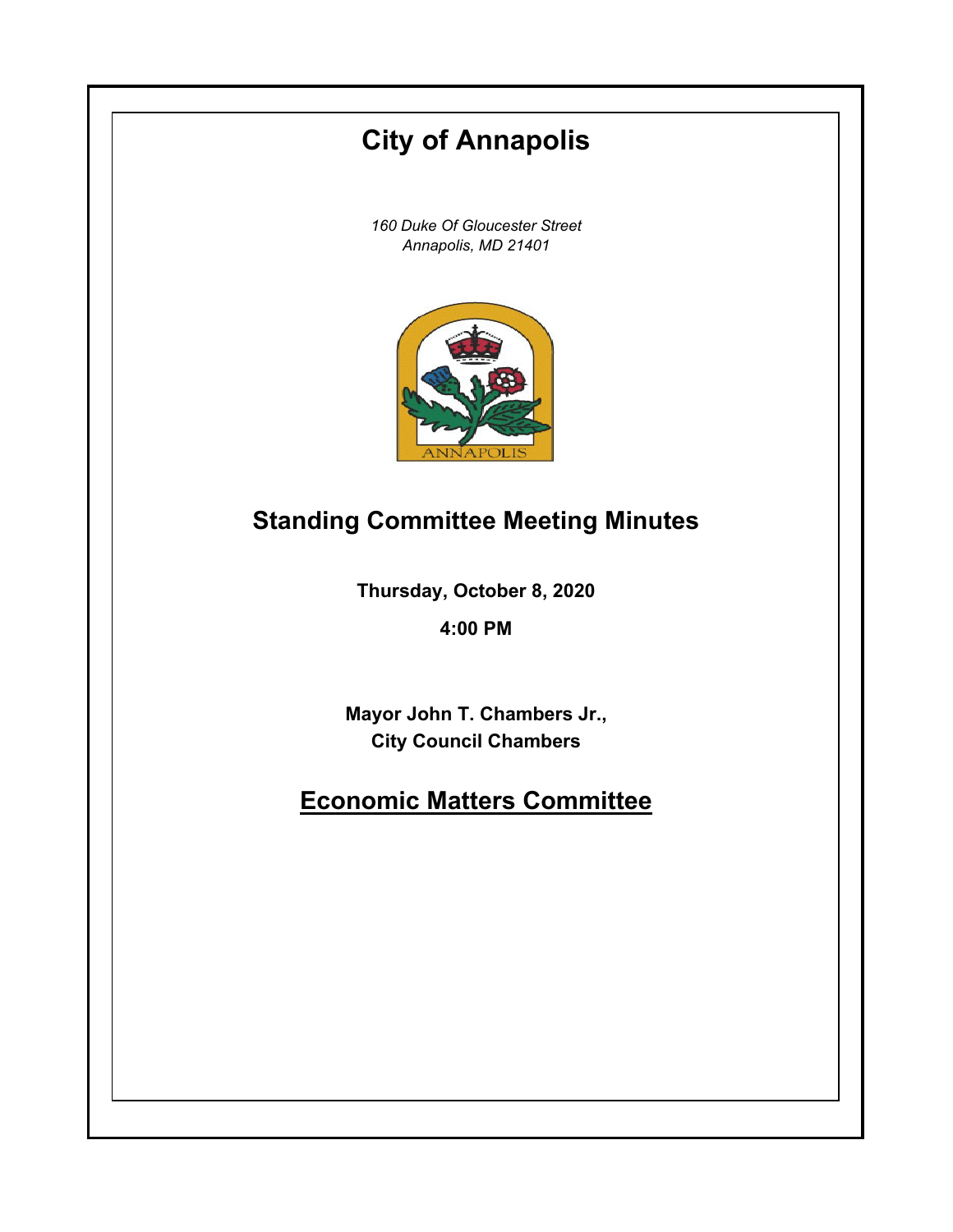# City of Annapolis

*160 Duke Of Gloucester Street*
*Annapolis, MD 21401*

## Standing Committee Meeting Minutes

**Thursday, October 8, 2020**

**4:00 PM**

**Mayor John T. Chambers Jr., City Council Chambers**

## Economic Matters Committee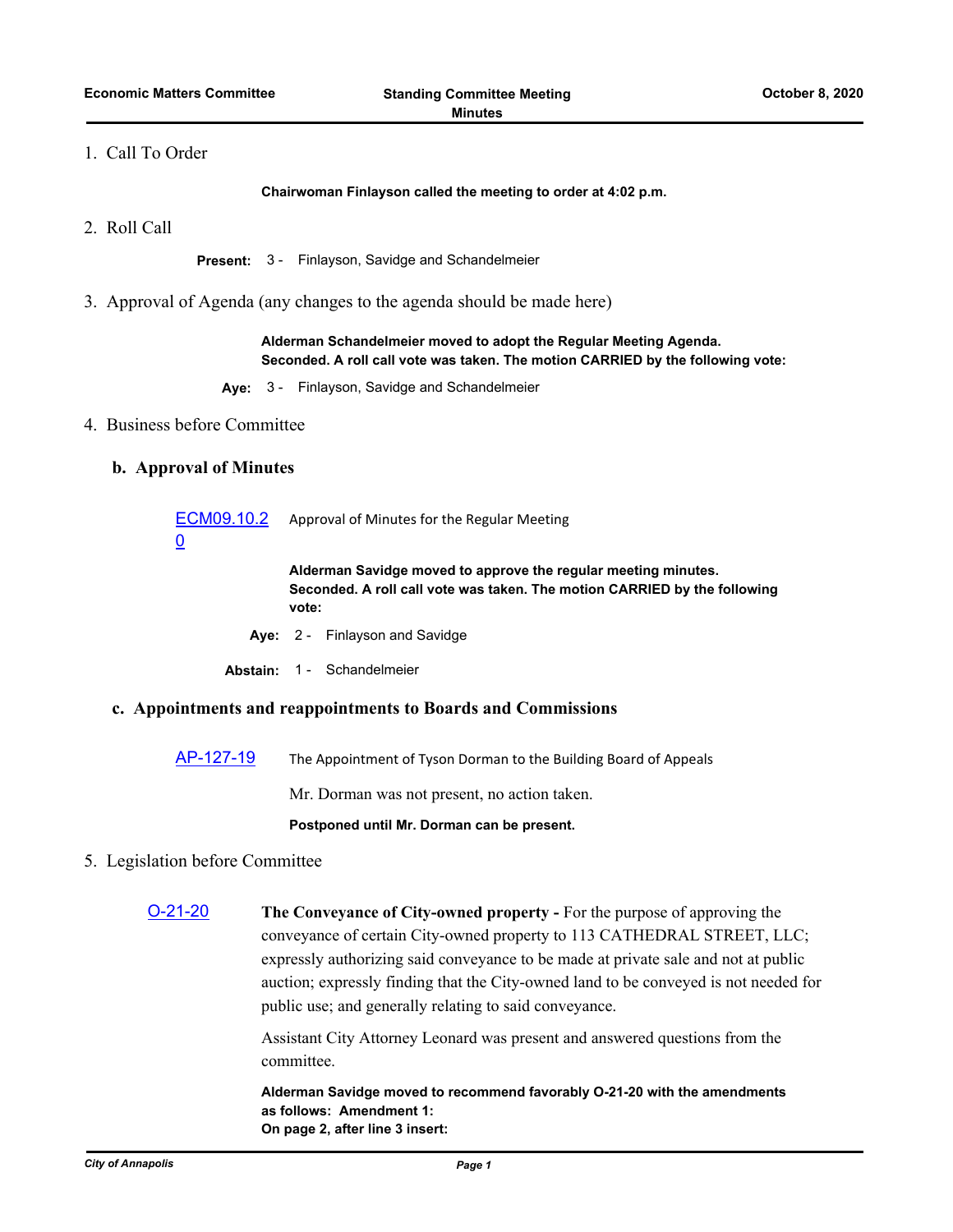1. Call To Order

**Chairwoman Finlayson called the meeting to order at 4:02 p.m.**

2. Roll Call

**Present:** 3 - Finlayson, Savidge and Schandelmeier

3. Approval of Agenda (any changes to the agenda should be made here)

**Alderman Schandelmeier moved to adopt the Regular Meeting Agenda. Seconded. A roll call vote was taken. The motion CARRIED by the following vote:**

**Aye:** 3 - Finlayson, Savidge and Schandelmeier

4. Business before Committee

## b. Approval of Minutes

ECM09.10.20 Approval of Minutes for the Regular Meeting

**Alderman Savidge moved to approve the regular meeting minutes. Seconded. A roll call vote was taken. The motion CARRIED by the following vote:**

**Aye:** 2 - Finlayson and Savidge

**Abstain:** 1 - Schandelmeier

## c. Appointments and reappointments to Boards and Commissions

AP-127-19 The Appointment of Tyson Dorman to the Building Board of Appeals

Mr. Dorman was not present, no action taken.

**Postponed until Mr. Dorman can be present.**

5. Legislation before Committee

O-21-20 **The Conveyance of City-owned property -** For the purpose of approving the conveyance of certain City-owned property to 113 CATHEDRAL STREET, LLC; expressly authorizing said conveyance to be made at private sale and not at public auction; expressly finding that the City-owned land to be conveyed is not needed for public use; and generally relating to said conveyance.

Assistant City Attorney Leonard was present and answered questions from the committee.

**Alderman Savidge moved to recommend favorably O-21-20 with the amendments as follows: Amendment 1:**
**On page 2, after line 3 insert:**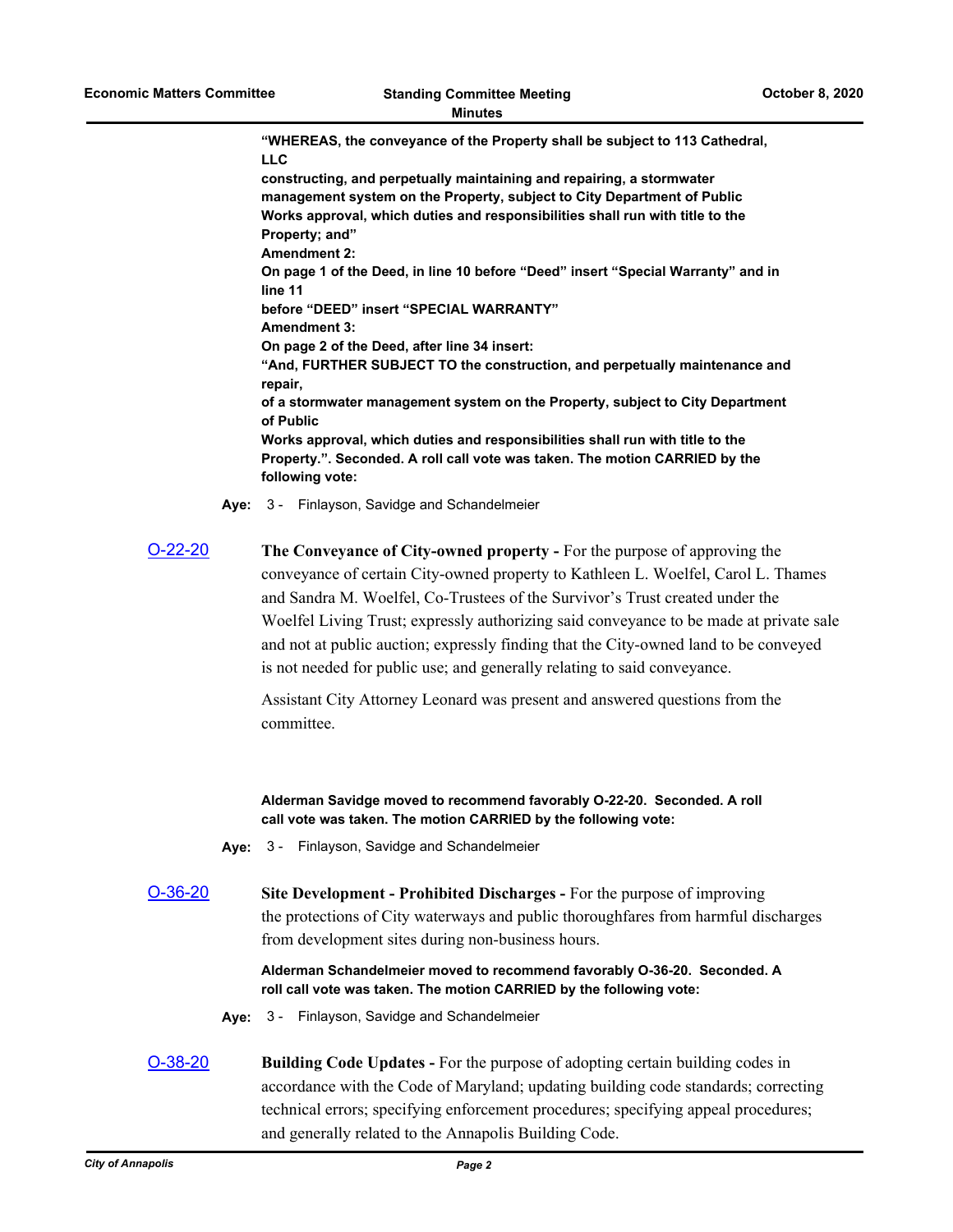**"WHEREAS, the conveyance of the Property shall be subject to 113 Cathedral, LLC**
**constructing, and perpetually maintaining and repairing, a stormwater management system on the Property, subject to City Department of Public Works approval, which duties and responsibilities shall run with title to the Property; and"**
**Amendment 2:**
**On page 1 of the Deed, in line 10 before "Deed" insert "Special Warranty" and in line 11**
**before "DEED" insert "SPECIAL WARRANTY"**
**Amendment 3:**
**On page 2 of the Deed, after line 34 insert:**
**"And, FURTHER SUBJECT TO the construction, and perpetually maintenance and repair,**
**of a stormwater management system on the Property, subject to City Department of Public**
**Works approval, which duties and responsibilities shall run with title to the Property.". Seconded. A roll call vote was taken. The motion CARRIED by the following vote:**

**Aye:** 3 - Finlayson, Savidge and Schandelmeier

[O-22-20](#)

**The Conveyance of City-owned property -** For the purpose of approving the conveyance of certain City-owned property to Kathleen L. Woelfel, Carol L. Thames and Sandra M. Woelfel, Co-Trustees of the Survivor's Trust created under the Woelfel Living Trust; expressly authorizing said conveyance to be made at private sale and not at public auction; expressly finding that the City-owned land to be conveyed is not needed for public use; and generally relating to said conveyance.

Assistant City Attorney Leonard was present and answered questions from the committee.

**Alderman Savidge moved to recommend favorably O-22-20. Seconded. A roll call vote was taken. The motion CARRIED by the following vote:**

**Aye:** 3 - Finlayson, Savidge and Schandelmeier

[O-36-20](#)

**Site Development - Prohibited Discharges -** For the purpose of improving the protections of City waterways and public thoroughfares from harmful discharges from development sites during non-business hours.

**Alderman Schandelmeier moved to recommend favorably O-36-20. Seconded. A roll call vote was taken. The motion CARRIED by the following vote:**

**Aye:** 3 - Finlayson, Savidge and Schandelmeier

[O-38-20](#)

**Building Code Updates -** For the purpose of adopting certain building codes in accordance with the Code of Maryland; updating building code standards; correcting technical errors; specifying enforcement procedures; specifying appeal procedures; and generally related to the Annapolis Building Code.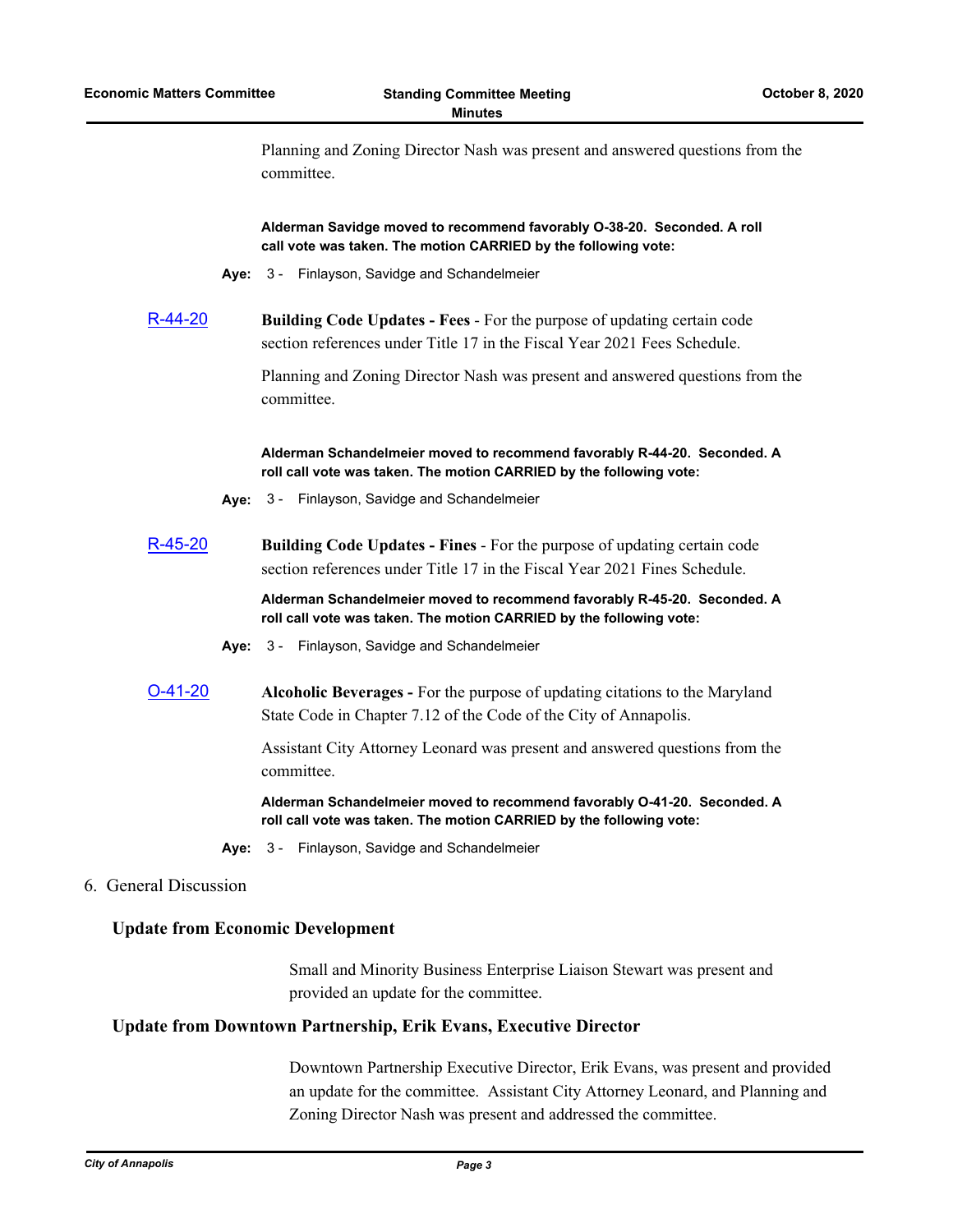Planning and Zoning Director Nash was present and answered questions from the committee.

**Alderman Savidge moved to recommend favorably O-38-20. Seconded. A roll call vote was taken. The motion CARRIED by the following vote:**

**Aye:** 3 - Finlayson, Savidge and Schandelmeier

[R-44-20](R-44-20) **Building Code Updates - Fees** - For the purpose of updating certain code section references under Title 17 in the Fiscal Year 2021 Fees Schedule.

Planning and Zoning Director Nash was present and answered questions from the committee.

**Alderman Schandelmeier moved to recommend favorably R-44-20. Seconded. A roll call vote was taken. The motion CARRIED by the following vote:**

**Aye:** 3 - Finlayson, Savidge and Schandelmeier

[R-45-20](R-45-20) **Building Code Updates - Fines** - For the purpose of updating certain code section references under Title 17 in the Fiscal Year 2021 Fines Schedule.

**Alderman Schandelmeier moved to recommend favorably R-45-20. Seconded. A roll call vote was taken. The motion CARRIED by the following vote:**

**Aye:** 3 - Finlayson, Savidge and Schandelmeier

[O-41-20](O-41-20) **Alcoholic Beverages -** For the purpose of updating citations to the Maryland State Code in Chapter 7.12 of the Code of the City of Annapolis.

Assistant City Attorney Leonard was present and answered questions from the committee.

**Alderman Schandelmeier moved to recommend favorably O-41-20. Seconded. A roll call vote was taken. The motion CARRIED by the following vote:**

**Aye:** 3 - Finlayson, Savidge and Schandelmeier

6. General Discussion

### Update from Economic Development

Small and Minority Business Enterprise Liaison Stewart was present and provided an update for the committee.

### Update from Downtown Partnership, Erik Evans, Executive Director

Downtown Partnership Executive Director, Erik Evans, was present and provided an update for the committee. Assistant City Attorney Leonard, and Planning and Zoning Director Nash was present and addressed the committee.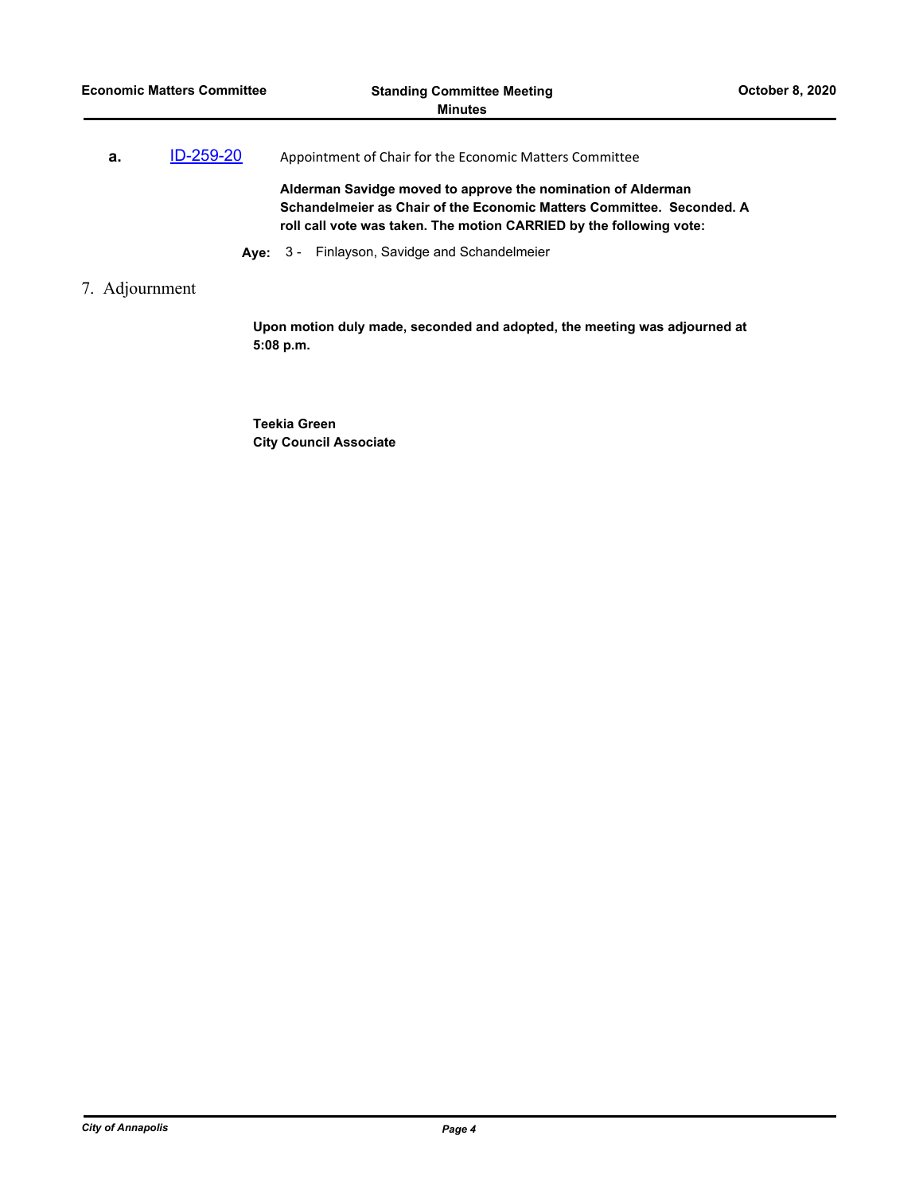**a.** ID-259-20 Appointment of Chair for the Economic Matters Committee

**Alderman Savidge moved to approve the nomination of Alderman Schandelmeier as Chair of the Economic Matters Committee. Seconded. A roll call vote was taken. The motion CARRIED by the following vote:**

**Aye:** 3 - Finlayson, Savidge and Schandelmeier

## 7. Adjournment

**Upon motion duly made, seconded and adopted, the meeting was adjourned at 5:08 p.m.**

**Teekia Green**
**City Council Associate**